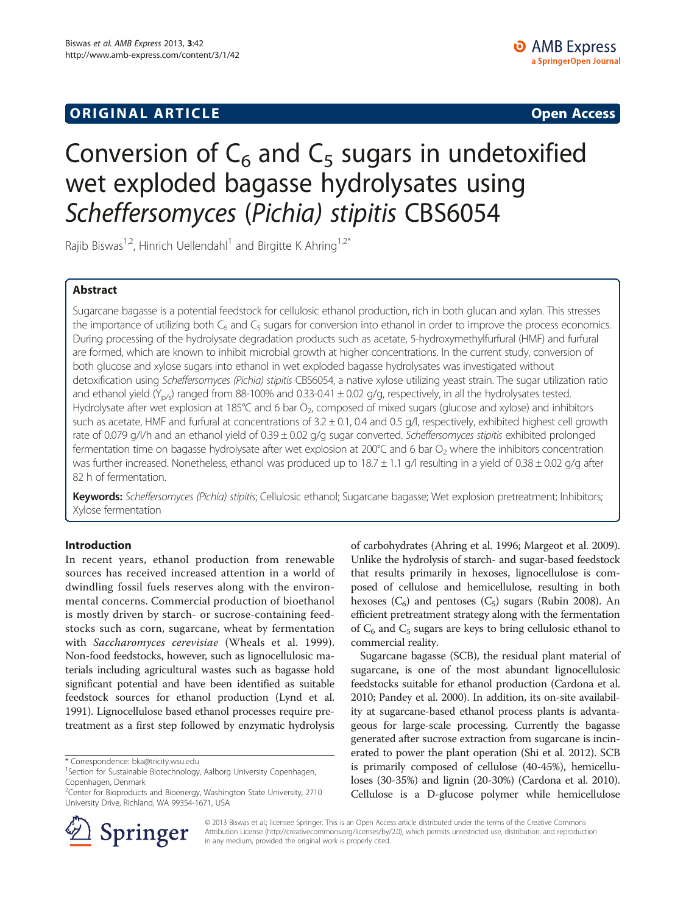**ORIGINAL ARTICLE** **Open Access**

# Conversion of $C_6$ and $C_5$ sugars in undetoxified wet exploded bagasse hydrolysates using *Scheffersomyces* (*Pichia*) *stipitis* CBS6054

Rajib Biswas[1,2], Hinrich Uellendahl[1] and Birgitte K Ahring[1,2*]

## Abstract

Sugarcane bagasse is a potential feedstock for cellulosic ethanol production, rich in both glucan and xylan. This stresses the importance of utilizing both $C_6$ and $C_5$ sugars for conversion into ethanol in order to improve the process economics. During processing of the hydrolysate degradation products such as acetate, 5-hydroxymethylfurfural (HMF) and furfural are formed, which are known to inhibit microbial growth at higher concentrations. In the current study, conversion of both glucose and xylose sugars into ethanol in wet exploded bagasse hydrolysates was investigated without detoxification using *Scheffersomyces (Pichia) stipitis* CBS6054, a native xylose utilizing yeast strain. The sugar utilization ratio and ethanol yield ($Y_{p/s}$) ranged from 88-100% and 0.33-0.41 ± 0.02 g/g, respectively, in all the hydrolysates tested. Hydrolysate after wet explosion at 185°C and 6 bar $O_2$, composed of mixed sugars (glucose and xylose) and inhibitors such as acetate, HMF and furfural at concentrations of 3.2 ± 0.1, 0.4 and 0.5 g/l, respectively, exhibited highest cell growth rate of 0.079 g/l/h and an ethanol yield of 0.39 ± 0.02 g/g sugar converted. *Scheffersomyces stipitis* exhibited prolonged fermentation time on bagasse hydrolysate after wet explosion at 200°C and 6 bar $O_2$ where the inhibitors concentration was further increased. Nonetheless, ethanol was produced up to 18.7 ± 1.1 g/l resulting in a yield of 0.38 ± 0.02 g/g after 82 h of fermentation.

**Keywords:** *Scheffersomyces (Pichia) stipitis*; Cellulosic ethanol; Sugarcane bagasse; Wet explosion pretreatment; Inhibitors; Xylose fermentation

## Introduction

In recent years, ethanol production from renewable sources has received increased attention in a world of dwindling fossil fuels reserves along with the environmental concerns. Commercial production of bioethanol is mostly driven by starch- or sucrose-containing feedstocks such as corn, sugarcane, wheat by fermentation with *Saccharomyces cerevisiae* (Wheals et al. 1999). Non-food feedstocks, however, such as lignocellulosic materials including agricultural wastes such as bagasse hold significant potential and have been identified as suitable feedstock sources for ethanol production (Lynd et al. 1991). Lignocellulose based ethanol processes require pretreatment as a first step followed by enzymatic hydrolysis of carbohydrates (Ahring et al. 1996; Margeot et al. 2009). Unlike the hydrolysis of starch- and sugar-based feedstock that results primarily in hexoses, lignocellulose is composed of cellulose and hemicellulose, resulting in both hexoses ($C_6$) and pentoses ($C_5$) sugars (Rubin 2008). An efficient pretreatment strategy along with the fermentation of $C_6$ and $C_5$ sugars are keys to bring cellulosic ethanol to commercial reality.

Sugarcane bagasse (SCB), the residual plant material of sugarcane, is one of the most abundant lignocellulosic feedstocks suitable for ethanol production (Cardona et al. 2010; Pandey et al. 2000). In addition, its on-site availability at sugarcane-based ethanol process plants is advantageous for large-scale processing. Currently the bagasse generated after sucrose extraction from sugarcane is incinerated to power the plant operation (Shi et al. 2012). SCB is primarily composed of cellulose (40-45%), hemicelluloses (30-35%) and lignin (20-30%) (Cardona et al. 2010). Cellulose is a D-glucose polymer while hemicellulose

\* Correspondence: bka@tricity.wsu.edu
[1]Section for Sustainable Biotechnology, Aalborg University Copenhagen, Copenhagen, Denmark
[2]Center for Bioproducts and Bioenergy, Washington State University, 2710 University Drive, Richland, WA 99354-1671, USA

© 2013 Biswas et al.; licensee Springer. This is an Open Access article distributed under the terms of the Creative Commons Attribution License (http://creativecommons.org/licenses/by/2.0), which permits unrestricted use, distribution, and reproduction in any medium, provided the original work is properly cited.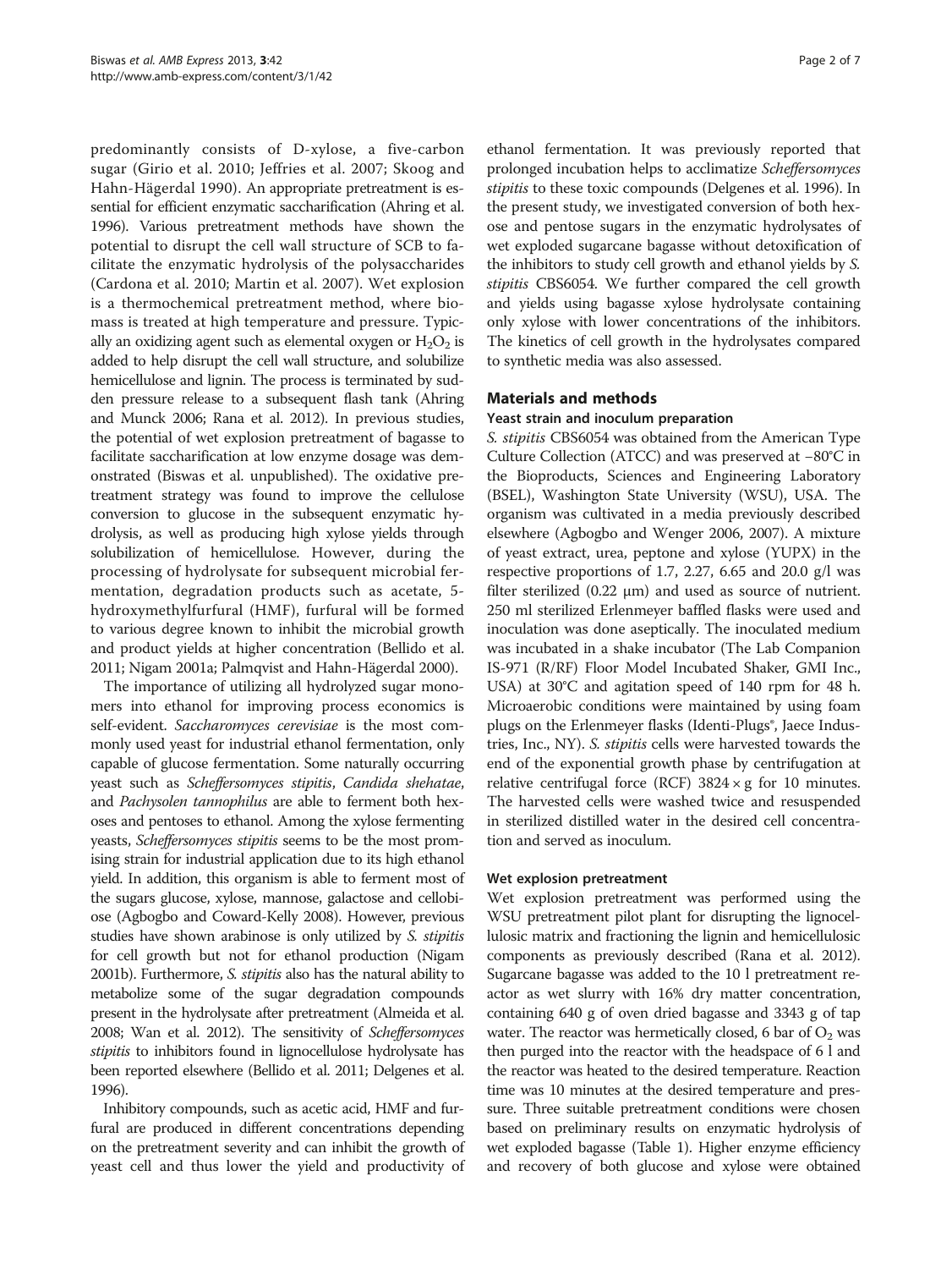predominantly consists of D-xylose, a five-carbon sugar (Girio et al. 2010; Jeffries et al. 2007; Skoog and Hahn-Hägerdal 1990). An appropriate pretreatment is essential for efficient enzymatic saccharification (Ahring et al. 1996). Various pretreatment methods have shown the potential to disrupt the cell wall structure of SCB to facilitate the enzymatic hydrolysis of the polysaccharides (Cardona et al. 2010; Martin et al. 2007). Wet explosion is a thermochemical pretreatment method, where biomass is treated at high temperature and pressure. Typically an oxidizing agent such as elemental oxygen or $H_2O_2$ is added to help disrupt the cell wall structure, and solubilize hemicellulose and lignin. The process is terminated by sudden pressure release to a subsequent flash tank (Ahring and Munck 2006; Rana et al. 2012). In previous studies, the potential of wet explosion pretreatment of bagasse to facilitate saccharification at low enzyme dosage was demonstrated (Biswas et al. unpublished). The oxidative pretreatment strategy was found to improve the cellulose conversion to glucose in the subsequent enzymatic hydrolysis, as well as producing high xylose yields through solubilization of hemicellulose. However, during the processing of hydrolysate for subsequent microbial fermentation, degradation products such as acetate, 5-hydroxymethylfurfural (HMF), furfural will be formed to various degree known to inhibit the microbial growth and product yields at higher concentration (Bellido et al. 2011; Nigam 2001a; Palmqvist and Hahn-Hägerdal 2000).

The importance of utilizing all hydrolyzed sugar monomers into ethanol for improving process economics is self-evident. *Saccharomyces cerevisiae* is the most commonly used yeast for industrial ethanol fermentation, only capable of glucose fermentation. Some naturally occurring yeast such as *Scheffersomyces stipitis*, *Candida shehatae*, and *Pachysolen tannophilus* are able to ferment both hexoses and pentoses to ethanol. Among the xylose fermenting yeasts, *Scheffersomyces stipitis* seems to be the most promising strain for industrial application due to its high ethanol yield. In addition, this organism is able to ferment most of the sugars glucose, xylose, mannose, galactose and cellobiose (Agbogbo and Coward-Kelly 2008). However, previous studies have shown arabinose is only utilized by *S. stipitis* for cell growth but not for ethanol production (Nigam 2001b). Furthermore, *S. stipitis* also has the natural ability to metabolize some of the sugar degradation compounds present in the hydrolysate after pretreatment (Almeida et al. 2008; Wan et al. 2012). The sensitivity of *Scheffersomyces stipitis* to inhibitors found in lignocellulose hydrolysate has been reported elsewhere (Bellido et al. 2011; Delgenes et al. 1996).

Inhibitory compounds, such as acetic acid, HMF and furfural are produced in different concentrations depending on the pretreatment severity and can inhibit the growth of yeast cell and thus lower the yield and productivity of ethanol fermentation. It was previously reported that prolonged incubation helps to acclimatize *Scheffersomyces stipitis* to these toxic compounds (Delgenes et al. 1996). In the present study, we investigated conversion of both hexose and pentose sugars in the enzymatic hydrolysates of wet exploded sugarcane bagasse without detoxification of the inhibitors to study cell growth and ethanol yields by *S. stipitis* CBS6054. We further compared the cell growth and yields using bagasse xylose hydrolysate containing only xylose with lower concentrations of the inhibitors. The kinetics of cell growth in the hydrolysates compared to synthetic media was also assessed.

## Materials and methods

### Yeast strain and inoculum preparation

*S. stipitis* CBS6054 was obtained from the American Type Culture Collection (ATCC) and was preserved at −80°C in the Bioproducts, Sciences and Engineering Laboratory (BSEL), Washington State University (WSU), USA. The organism was cultivated in a media previously described elsewhere (Agbogbo and Wenger 2006, 2007). A mixture of yeast extract, urea, peptone and xylose (YUPX) in the respective proportions of 1.7, 2.27, 6.65 and 20.0 g/l was filter sterilized (0.22 μm) and used as source of nutrient. 250 ml sterilized Erlenmeyer baffled flasks were used and inoculation was done aseptically. The inoculated medium was incubated in a shake incubator (The Lab Companion IS-971 (R/RF) Floor Model Incubated Shaker, GMI Inc., USA) at 30°C and agitation speed of 140 rpm for 48 h. Microaerobic conditions were maintained by using foam plugs on the Erlenmeyer flasks (Identi-Plugs®, Jaece Industries, Inc., NY). *S. stipitis* cells were harvested towards the end of the exponential growth phase by centrifugation at relative centrifugal force (RCF) 3824 × g for 10 minutes. The harvested cells were washed twice and resuspended in sterilized distilled water in the desired cell concentration and served as inoculum.

### Wet explosion pretreatment

Wet explosion pretreatment was performed using the WSU pretreatment pilot plant for disrupting the lignocellulosic matrix and fractioning the lignin and hemicellulosic components as previously described (Rana et al. 2012). Sugarcane bagasse was added to the 10 l pretreatment reactor as wet slurry with 16% dry matter concentration, containing 640 g of oven dried bagasse and 3343 g of tap water. The reactor was hermetically closed, 6 bar of $O_2$ was then purged into the reactor with the headspace of 6 l and the reactor was heated to the desired temperature. Reaction time was 10 minutes at the desired temperature and pressure. Three suitable pretreatment conditions were chosen based on preliminary results on enzymatic hydrolysis of wet exploded bagasse (Table 1). Higher enzyme efficiency and recovery of both glucose and xylose were obtained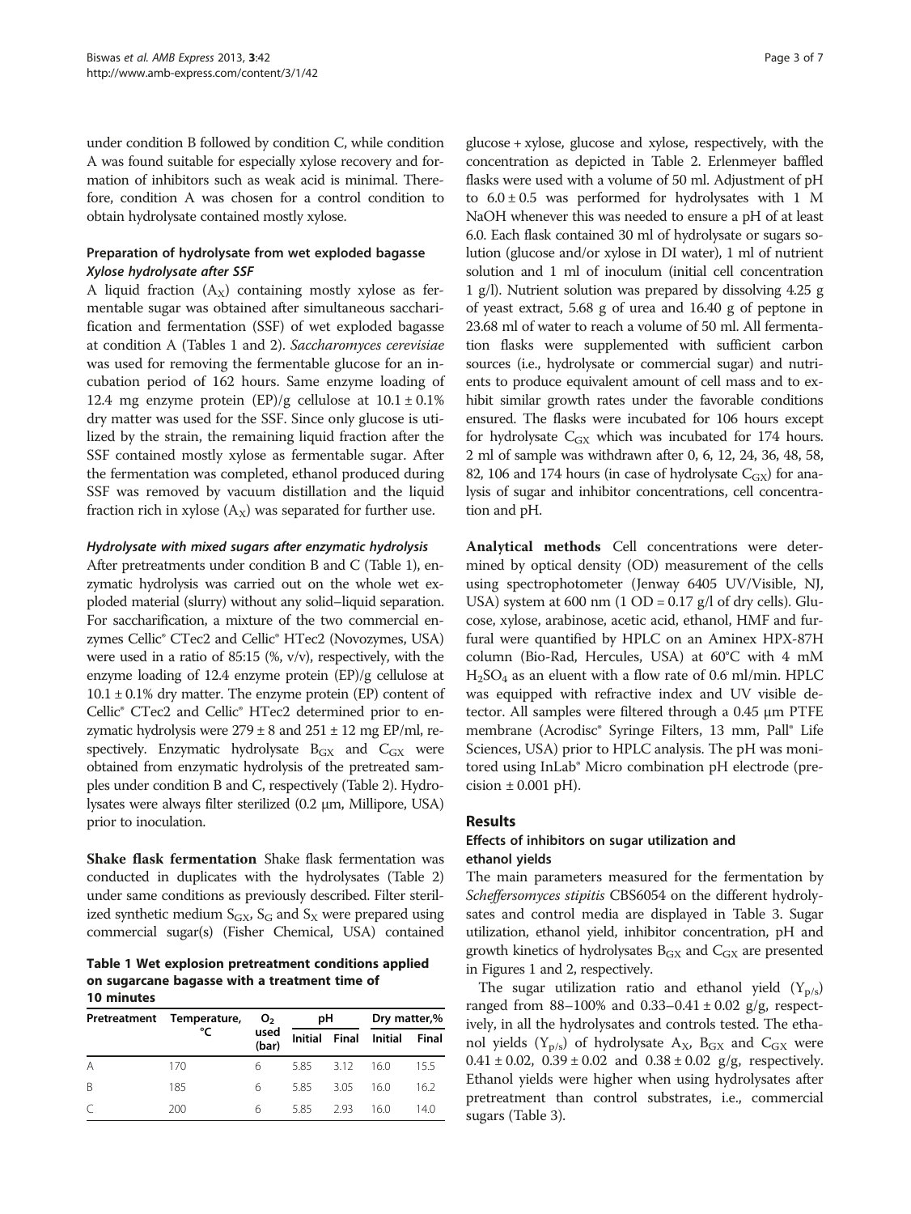under condition B followed by condition C, while condition A was found suitable for especially xylose recovery and formation of inhibitors such as weak acid is minimal. Therefore, condition A was chosen for a control condition to obtain hydrolysate contained mostly xylose.

### Preparation of hydrolysate from wet exploded bagasse

#### *Xylose hydrolysate after SSF*

A liquid fraction ($A_X$) containing mostly xylose as fermentable sugar was obtained after simultaneous saccharification and fermentation (SSF) of wet exploded bagasse at condition A (Tables 1 and 2). *Saccharomyces cerevisiae* was used for removing the fermentable glucose for an incubation period of 162 hours. Same enzyme loading of 12.4 mg enzyme protein (EP)/g cellulose at 10.1 ± 0.1% dry matter was used for the SSF. Since only glucose is utilized by the strain, the remaining liquid fraction after the SSF contained mostly xylose as fermentable sugar. After the fermentation was completed, ethanol produced during SSF was removed by vacuum distillation and the liquid fraction rich in xylose ($A_X$) was separated for further use.

#### *Hydrolysate with mixed sugars after enzymatic hydrolysis*

After pretreatments under condition B and C (Table 1), enzymatic hydrolysis was carried out on the whole wet exploded material (slurry) without any solid–liquid separation. For saccharification, a mixture of the two commercial enzymes Cellic® CTec2 and Cellic® HTec2 (Novozymes, USA) were used in a ratio of 85:15 (%, v/v), respectively, with the enzyme loading of 12.4 enzyme protein (EP)/g cellulose at 10.1 ± 0.1% dry matter. The enzyme protein (EP) content of Cellic® CTec2 and Cellic® HTec2 determined prior to enzymatic hydrolysis were 279 ± 8 and 251 ± 12 mg EP/ml, respectively. Enzymatic hydrolysate $B_{GX}$ and $C_{GX}$ were obtained from enzymatic hydrolysis of the pretreated samples under condition B and C, respectively (Table 2). Hydrolysates were always filter sterilized (0.2 μm, Millipore, USA) prior to inoculation.

**Shake flask fermentation** Shake flask fermentation was conducted in duplicates with the hydrolysates (Table 2) under same conditions as previously described. Filter sterilized synthetic medium $S_{GX}$, $S_G$ and $S_X$ were prepared using commercial sugar(s) (Fisher Chemical, USA) contained glucose + xylose, glucose and xylose, respectively, with the concentration as depicted in Table 2. Erlenmeyer baffled flasks were used with a volume of 50 ml. Adjustment of pH to 6.0 ± 0.5 was performed for hydrolysates with 1 M NaOH whenever this was needed to ensure a pH of at least 6.0. Each flask contained 30 ml of hydrolysate or sugars solution (glucose and/or xylose in DI water), 1 ml of nutrient solution and 1 ml of inoculum (initial cell concentration 1 g/l). Nutrient solution was prepared by dissolving 4.25 g of yeast extract, 5.68 g of urea and 16.40 g of peptone in 23.68 ml of water to reach a volume of 50 ml. All fermentation flasks were supplemented with sufficient carbon sources (i.e., hydrolysate or commercial sugar) and nutrients to produce equivalent amount of cell mass and to exhibit similar growth rates under the favorable conditions ensured. The flasks were incubated for 106 hours except for hydrolysate $C_{GX}$ which was incubated for 174 hours. 2 ml of sample was withdrawn after 0, 6, 12, 24, 36, 48, 58, 82, 106 and 174 hours (in case of hydrolysate $C_{GX}$) for analysis of sugar and inhibitor concentrations, cell concentration and pH.

**Table 1 Wet explosion pretreatment conditions applied on sugarcane bagasse with a treatment time of 10 minutes**

| Pretreatment | Temperature, °C | $O_2$ used (bar) | pH | | Dry matter,% | |
|---|---|---|---|---|---|---|
| | | | Initial | Final | Initial | Final |
| A | 170 | 6 | 5.85 | 3.12 | 16.0 | 15.5 |
| B | 185 | 6 | 5.85 | 3.05 | 16.0 | 16.2 |
| C | 200 | 6 | 5.85 | 2.93 | 16.0 | 14.0 |

**Analytical methods** Cell concentrations were determined by optical density (OD) measurement of the cells using spectrophotometer (Jenway 6405 UV/Visible, NJ, USA) system at 600 nm (1 OD = 0.17 g/l of dry cells). Glucose, xylose, arabinose, acetic acid, ethanol, HMF and furfural were quantified by HPLC on an Aminex HPX-87H column (Bio-Rad, Hercules, USA) at 60°C with 4 mM $H_2SO_4$ as an eluent with a flow rate of 0.6 ml/min. HPLC was equipped with refractive index and UV visible detector. All samples were filtered through a 0.45 μm PTFE membrane (Acrodisc® Syringe Filters, 13 mm, Pall® Life Sciences, USA) prior to HPLC analysis. The pH was monitored using InLab® Micro combination pH electrode (precision ± 0.001 pH).

## Results

### Effects of inhibitors on sugar utilization and ethanol yields

The main parameters measured for the fermentation by *Scheffersomyces stipitis* CBS6054 on the different hydrolysates and control media are displayed in Table 3. Sugar utilization, ethanol yield, inhibitor concentration, pH and growth kinetics of hydrolysates $B_{GX}$ and $C_{GX}$ are presented in Figures 1 and 2, respectively.

The sugar utilization ratio and ethanol yield ($Y_{p/s}$) ranged from 88–100% and 0.33–0.41 ± 0.02 g/g, respectively, in all the hydrolysates and controls tested. The ethanol yields ($Y_{p/s}$) of hydrolysate $A_X$, $B_{GX}$ and $C_{GX}$ were 0.41 ± 0.02, 0.39 ± 0.02 and 0.38 ± 0.02 g/g, respectively. Ethanol yields were higher when using hydrolysates after pretreatment than control substrates, i.e., commercial sugars (Table 3).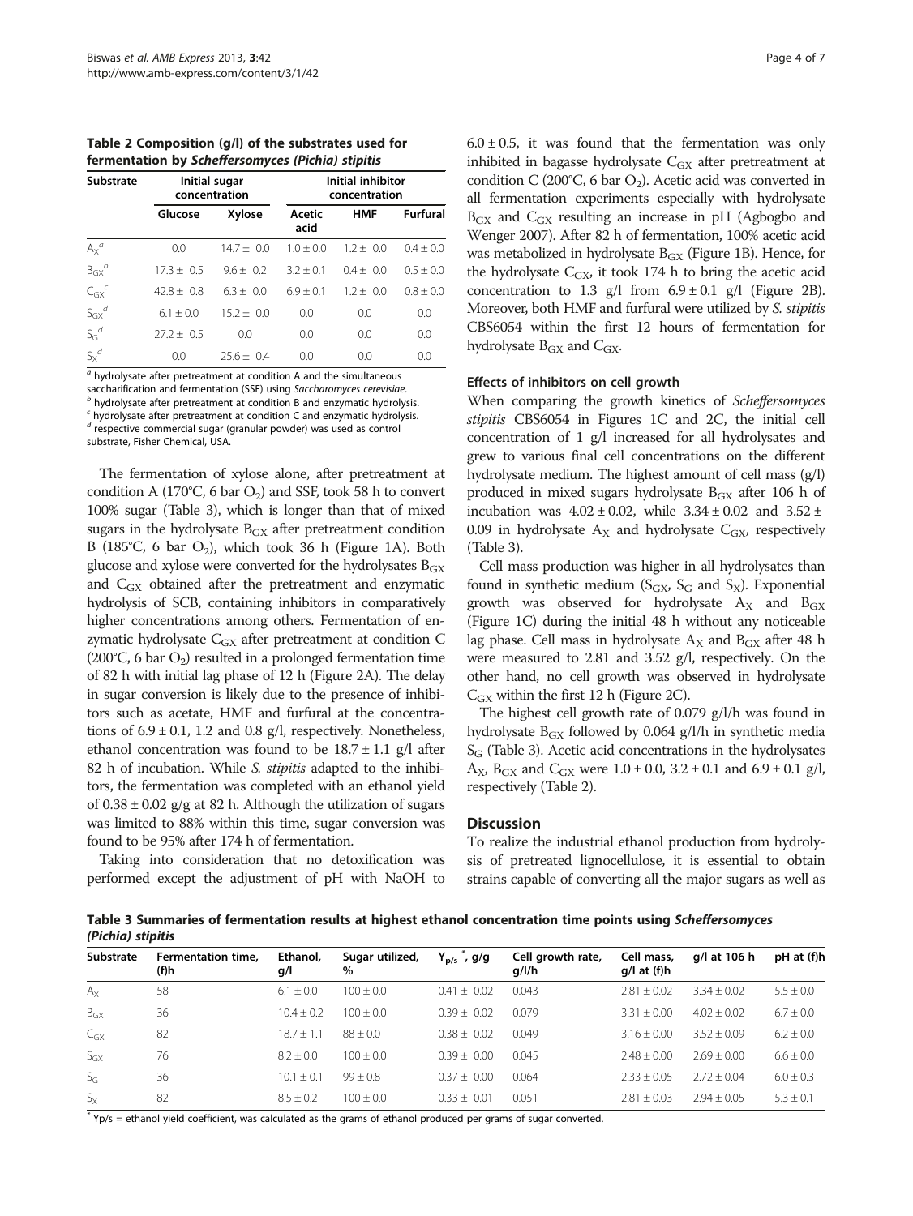**Table 2 Composition (g/l) of the substrates used for fermentation by *Scheffersomyces (Pichia) stipitis***

| Substrate | Initial sugar concentration | | Initial inhibitor concentration | | |
|---|---|---|---|---|---|
| | Glucose | Xylose | Acetic acid | HMF | Furfural |
| $A_X$[a] | 0.0 | 14.7 ± 0.0 | 1.0 ± 0.0 | 1.2 ± 0.0 | 0.4 ± 0.0 |
| $B_{GX}$[b] | 17.3 ± 0.5 | 9.6 ± 0.2 | 3.2 ± 0.1 | 0.4 ± 0.0 | 0.5 ± 0.0 |
| $C_{GX}$[c] | 42.8 ± 0.8 | 6.3 ± 0.0 | 6.9 ± 0.1 | 1.2 ± 0.0 | 0.8 ± 0.0 |
| $S_{GX}$[d] | 6.1 ± 0.0 | 15.2 ± 0.0 | 0.0 | 0.0 | 0.0 |
| $S_G$[d] | 27.2 ± 0.5 | 0.0 | 0.0 | 0.0 | 0.0 |
| $S_X$[d] | 0.0 | 25.6 ± 0.4 | 0.0 | 0.0 | 0.0 |

[a] hydrolysate after pretreatment at condition A and the simultaneous saccharification and fermentation (SSF) using *Saccharomyces cerevisiae*.
[b] hydrolysate after pretreatment at condition B and enzymatic hydrolysis.
[c] hydrolysate after pretreatment at condition C and enzymatic hydrolysis.
[d] respective commercial sugar (granular powder) was used as control substrate, Fisher Chemical, USA.

The fermentation of xylose alone, after pretreatment at condition A (170°C, 6 bar $O_2$) and SSF, took 58 h to convert 100% sugar (Table 3), which is longer than that of mixed sugars in the hydrolysate $B_{GX}$ after pretreatment condition B (185°C, 6 bar $O_2$), which took 36 h (Figure 1A). Both glucose and xylose were converted for the hydrolysates $B_{GX}$ and $C_{GX}$ obtained after the pretreatment and enzymatic hydrolysis of SCB, containing inhibitors in comparatively higher concentrations among others. Fermentation of enzymatic hydrolysate $C_{GX}$ after pretreatment at condition C (200°C, 6 bar $O_2$) resulted in a prolonged fermentation time of 82 h with initial lag phase of 12 h (Figure 2A). The delay in sugar conversion is likely due to the presence of inhibitors such as acetate, HMF and furfural at the concentrations of 6.9 ± 0.1, 1.2 and 0.8 g/l, respectively. Nonetheless, ethanol concentration was found to be 18.7 ± 1.1 g/l after 82 h of incubation. While *S. stipitis* adapted to the inhibitors, the fermentation was completed with an ethanol yield of 0.38 ± 0.02 g/g at 82 h. Although the utilization of sugars was limited to 88% within this time, sugar conversion was found to be 95% after 174 h of fermentation.

Taking into consideration that no detoxification was performed except the adjustment of pH with NaOH to 6.0 ± 0.5, it was found that the fermentation was only inhibited in bagasse hydrolysate $C_{GX}$ after pretreatment at condition C (200°C, 6 bar $O_2$). Acetic acid was converted in all fermentation experiments especially with hydrolysate $B_{GX}$ and $C_{GX}$ resulting an increase in pH (Agbogbo and Wenger 2007). After 82 h of fermentation, 100% acetic acid was metabolized in hydrolysate $B_{GX}$ (Figure 1B). Hence, for the hydrolysate $C_{GX}$, it took 174 h to bring the acetic acid concentration to 1.3 g/l from 6.9 ± 0.1 g/l (Figure 2B). Moreover, both HMF and furfural were utilized by *S. stipitis* CBS6054 within the first 12 hours of fermentation for hydrolysate $B_{GX}$ and $C_{GX}$.

### Effects of inhibitors on cell growth

When comparing the growth kinetics of *Scheffersomyces stipitis* CBS6054 in Figures 1C and 2C, the initial cell concentration of 1 g/l increased for all hydrolysates and grew to various final cell concentrations on the different hydrolysate medium. The highest amount of cell mass (g/l) produced in mixed sugars hydrolysate $B_{GX}$ after 106 h of incubation was 4.02 ± 0.02, while 3.34 ± 0.02 and 3.52 ± 0.09 in hydrolysate $A_X$ and hydrolysate $C_{GX}$, respectively (Table 3).

Cell mass production was higher in all hydrolysates than found in synthetic medium ($S_{GX}$, $S_G$ and $S_X$). Exponential growth was observed for hydrolysate $A_X$ and $B_{GX}$ (Figure 1C) during the initial 48 h without any noticeable lag phase. Cell mass in hydrolysate $A_X$ and $B_{GX}$ after 48 h were measured to 2.81 and 3.52 g/l, respectively. On the other hand, no cell growth was observed in hydrolysate $C_{GX}$ within the first 12 h (Figure 2C).

The highest cell growth rate of 0.079 g/l/h was found in hydrolysate $B_{GX}$ followed by 0.064 g/l/h in synthetic media $S_G$ (Table 3). Acetic acid concentrations in the hydrolysates $A_X$, $B_{GX}$ and $C_{GX}$ were 1.0 ± 0.0, 3.2 ± 0.1 and 6.9 ± 0.1 g/l, respectively (Table 2).

## Discussion

To realize the industrial ethanol production from hydrolysis of pretreated lignocellulose, it is essential to obtain strains capable of converting all the major sugars as well as

**Table 3 Summaries of fermentation results at highest ethanol concentration time points using *Scheffersomyces (Pichia) stipitis***

| Substrate | Fermentation time, (f)h | Ethanol, g/l | Sugar utilized, % | $Y_{p/s}$*, g/g | Cell growth rate, g/l/h | Cell mass, g/l at (f)h | g/l at 106 h | pH at (f)h |
|---|---|---|---|---|---|---|---|---|
| $A_X$ | 58 | 6.1 ± 0.0 | 100 ± 0.0 | 0.41 ± 0.02 | 0.043 | 2.81 ± 0.02 | 3.34 ± 0.02 | 5.5 ± 0.0 |
| $B_{GX}$ | 36 | 10.4 ± 0.2 | 100 ± 0.0 | 0.39 ± 0.02 | 0.079 | 3.31 ± 0.00 | 4.02 ± 0.02 | 6.7 ± 0.0 |
| $C_{GX}$ | 82 | 18.7 ± 1.1 | 88 ± 0.0 | 0.38 ± 0.02 | 0.049 | 3.16 ± 0.00 | 3.52 ± 0.09 | 6.2 ± 0.0 |
| $S_{GX}$ | 76 | 8.2 ± 0.0 | 100 ± 0.0 | 0.39 ± 0.00 | 0.045 | 2.48 ± 0.00 | 2.69 ± 0.00 | 6.6 ± 0.0 |
| $S_G$ | 36 | 10.1 ± 0.1 | 99 ± 0.8 | 0.37 ± 0.00 | 0.064 | 2.33 ± 0.05 | 2.72 ± 0.04 | 6.0 ± 0.3 |
| $S_X$ | 82 | 8.5 ± 0.2 | 100 ± 0.0 | 0.33 ± 0.01 | 0.051 | 2.81 ± 0.03 | 2.94 ± 0.05 | 5.3 ± 0.1 |

\* Yp/s = ethanol yield coefficient, was calculated as the grams of ethanol produced per grams of sugar converted.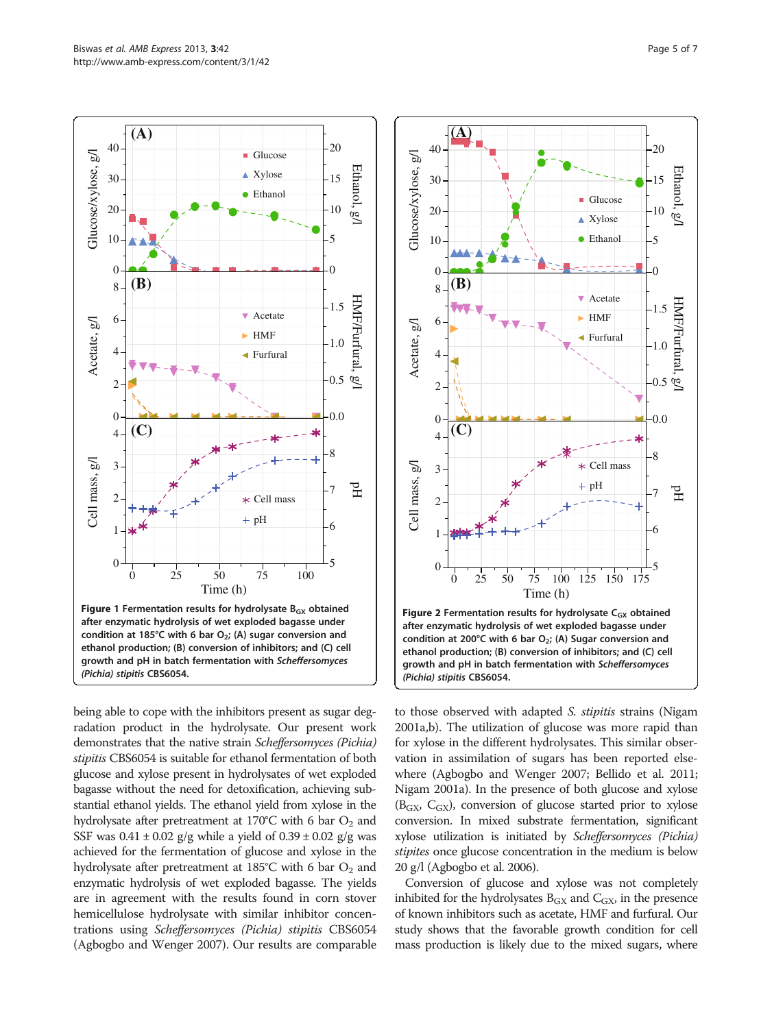**Figure 1 Fermentation results for hydrolysate $B_{GX}$ obtained after enzymatic hydrolysis of wet exploded bagasse under condition at 185°C with 6 bar $O_2$; (A) sugar conversion and ethanol production; (B) conversion of inhibitors; and (C) cell growth and pH in batch fermentation with *Scheffersomyces (Pichia) stipitis* CBS6054.**

**Figure 2 Fermentation results for hydrolysate $C_{GX}$ obtained after enzymatic hydrolysis of wet exploded bagasse under condition at 200°C with 6 bar $O_2$; (A) Sugar conversion and ethanol production; (B) conversion of inhibitors; and (C) cell growth and pH in batch fermentation with *Scheffersomyces (Pichia) stipitis* CBS6054.**

being able to cope with the inhibitors present as sugar degradation product in the hydrolysate. Our present work demonstrates that the native strain *Scheffersomyces (Pichia) stipitis* CBS6054 is suitable for ethanol fermentation of both glucose and xylose present in hydrolysates of wet exploded bagasse without the need for detoxification, achieving substantial ethanol yields. The ethanol yield from xylose in the hydrolysate after pretreatment at 170°C with 6 bar $O_2$ and SSF was $0.41 \pm 0.02$ g/g while a yield of $0.39 \pm 0.02$ g/g was achieved for the fermentation of glucose and xylose in the hydrolysate after pretreatment at 185°C with 6 bar $O_2$ and enzymatic hydrolysis of wet exploded bagasse. The yields are in agreement with the results found in corn stover hemicellulose hydrolysate with similar inhibitor concentrations using *Scheffersomyces (Pichia) stipitis* CBS6054 (Agbogbo and Wenger 2007). Our results are comparable to those observed with adapted *S. stipitis* strains (Nigam 2001a,b). The utilization of glucose was more rapid than for xylose in the different hydrolysates. This similar observation in assimilation of sugars has been reported elsewhere (Agbogbo and Wenger 2007; Bellido et al. 2011; Nigam 2001a). In the presence of both glucose and xylose ($B_{GX}$, $C_{GX}$), conversion of glucose started prior to xylose conversion. In mixed substrate fermentation, significant xylose utilization is initiated by *Scheffersomyces (Pichia) stipites* once glucose concentration in the medium is below 20 g/l (Agbogbo et al. 2006).

Conversion of glucose and xylose was not completely inhibited for the hydrolysates $B_{GX}$ and $C_{GX}$, in the presence of known inhibitors such as acetate, HMF and furfural. Our study shows that the favorable growth condition for cell mass production is likely due to the mixed sugars, where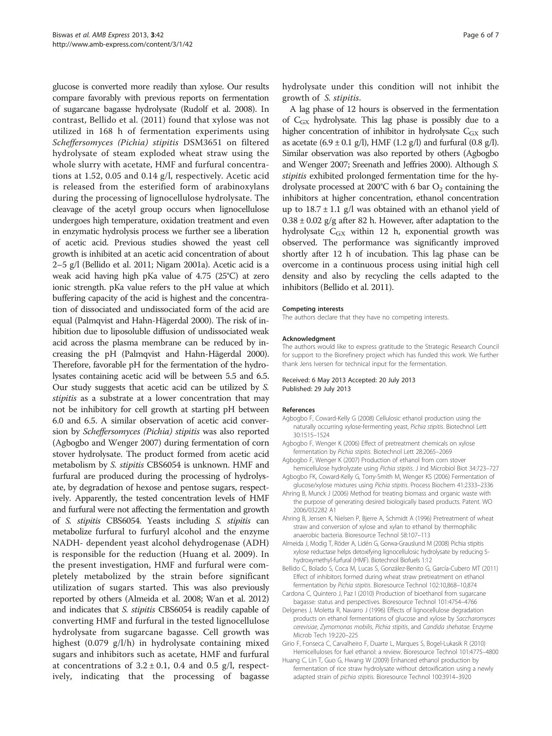glucose is converted more readily than xylose. Our results compare favorably with previous reports on fermentation of sugarcane bagasse hydrolysate (Rudolf et al. 2008). In contrast, Bellido et al. (2011) found that xylose was not utilized in 168 h of fermentation experiments using *Scheffersomyces (Pichia) stipitis* DSM3651 on filtered hydrolysate of steam exploded wheat straw using the whole slurry with acetate, HMF and furfural concentrations at 1.52, 0.05 and 0.14 g/l, respectively. Acetic acid is released from the esterified form of arabinoxylans during the processing of lignocellulose hydrolysate. The cleavage of the acetyl group occurs when lignocellulose undergoes high temperature, oxidation treatment and even in enzymatic hydrolysis process we further see a liberation of acetic acid. Previous studies showed the yeast cell growth is inhibited at an acetic acid concentration of about 2–5 g/l (Bellido et al. 2011; Nigam 2001a). Acetic acid is a weak acid having high pKa value of 4.75 (25°C) at zero ionic strength. pKa value refers to the pH value at which buffering capacity of the acid is highest and the concentration of dissociated and undissociated form of the acid are equal (Palmqvist and Hahn-Hägerdal 2000). The risk of inhibition due to liposoluble diffusion of undissociated weak acid across the plasma membrane can be reduced by increasing the pH (Palmqvist and Hahn-Hägerdal 2000). Therefore, favorable pH for the fermentation of the hydrolysates containing acetic acid will be between 5.5 and 6.5. Our study suggests that acetic acid can be utilized by *S. stipitis* as a substrate at a lower concentration that may not be inhibitory for cell growth at starting pH between 6.0 and 6.5. A similar observation of acetic acid conversion by *Scheffersomyces (Pichia) stipitis* was also reported (Agbogbo and Wenger 2007) during fermentation of corn stover hydrolysate. The product formed from acetic acid metabolism by *S. stipitis* CBS6054 is unknown. HMF and furfural are produced during the processing of hydrolysate, by degradation of hexose and pentose sugars, respectively. Apparently, the tested concentration levels of HMF and furfural were not affecting the fermentation and growth of *S. stipitis* CBS6054. Yeasts including *S. stipitis* can metabolize furfural to furfuryl alcohol and the enzyme NADH- dependent yeast alcohol dehydrogenase (ADH) is responsible for the reduction (Huang et al. 2009). In the present investigation, HMF and furfural were completely metabolized by the strain before significant utilization of sugars started. This was also previously reported by others (Almeida et al. 2008; Wan et al. 2012) and indicates that *S. stipitis* CBS6054 is readily capable of converting HMF and furfural in the tested lignocellulose hydrolysate from sugarcane bagasse. Cell growth was highest (0.079 g/l/h) in hydrolysate containing mixed sugars and inhibitors such as acetate, HMF and furfural at concentrations of 3.2 ± 0.1, 0.4 and 0.5 g/l, respectively, indicating that the processing of bagasse hydrolysate under this condition will not inhibit the growth of *S. stipitis*.

A lag phase of 12 hours is observed in the fermentation of $C_{GX}$ hydrolysate. This lag phase is possibly due to a higher concentration of inhibitor in hydrolysate $C_{GX}$ such as acetate (6.9 ± 0.1 g/l), HMF (1.2 g/l) and furfural (0.8 g/l). Similar observation was also reported by others (Agbogbo and Wenger 2007; Sreenath and Jeffries 2000). Although *S. stipitis* exhibited prolonged fermentation time for the hydrolysate processed at 200°C with 6 bar $O_2$ containing the inhibitors at higher concentration, ethanol concentration up to 18.7 ± 1.1 g/l was obtained with an ethanol yield of 0.38 ± 0.02 g/g after 82 h. However, after adaptation to the hydrolysate $C_{GX}$ within 12 h, exponential growth was observed. The performance was significantly improved shortly after 12 h of incubation. This lag phase can be overcome in a continuous process using initial high cell density and also by recycling the cells adapted to the inhibitors (Bellido et al. 2011).

#### Competing interests
The authors declare that they have no competing interests.

#### Acknowledgment
The authors would like to express gratitude to the Strategic Research Council for support to the Biorefinery project which has funded this work. We further thank Jens Iversen for technical input for the fermentation.

Received: 6 May 2013 Accepted: 20 July 2013
Published: 29 July 2013

#### References
- Agbogbo F, Coward-Kelly G (2008) Cellulosic ethanol production using the naturally occurring xylose-fermenting yeast, *Pichia stipitis*. Biotechnol Lett 30:1515–1524
- Agbogbo F, Wenger K (2006) Effect of pretreatment chemicals on xylose fermentation by *Pichia stipitis*. Biotechnol Lett 28:2065–2069
- Agbogbo F, Wenger K (2007) Production of ethanol from corn stover hemicellulose hydrolyzate using *Pichia stipitis*. J Ind Microbiol Biot 34:723–727
- Agbogbo FK, Coward-Kelly G, Torry-Smith M, Wenger KS (2006) Fermentation of glucose/xylose mixtures using *Pichia stipitis*. Process Biochem 41:2333–2336
- Ahring B, Munck J (2006) Method for treating biomass and organic waste with the purpose of generating desired biologically based products. Patent. WO 2006/032282 A1
- Ahring B, Jensen K, Nielsen P, Bjerre A, Schmidt A (1996) Pretreatment of wheat straw and conversion of xylose and xylan to ethanol by thermophilic anaerobic bacteria. Bioresource Technol 58:107–113
- Almeida J, Modig T, Röder A, Lidén G, Gorwa-Grauslund M (2008) Pichia stipitis xylose reductase helps detoxifying lignocellulosic hydrolysate by reducing 5-hydroxymethyl-furfural (HMF). Biotechnol Biofuels 1:12
- Bellido C, Bolado S, Coca M, Lucas S, González-Benito G, García-Cubero MT (2011) Effect of inhibitors formed during wheat straw pretreatment on ethanol fermentation by *Pichia stipitis*. Bioresource Technol 102:10,868–10,874
- Cardona C, Quintero J, Paz I (2010) Production of bioethanol from sugarcane bagasse: status and perspectives. Bioresource Technol 101:4754–4766
- Delgenes J, Moletta R, Navarro J (1996) Effects of lignocellulose degradation products on ethanol fermentations of glucose and xylose by *Saccharomyces cerevisiae*, *Zymomonas mobilis*, *Pichia stipitis*, and *Candida shehatae*. Enzyme Microb Tech 19:220–225
- Girio F, Fonseca C, Carvalheiro F, Duarte L, Marques S, Bogel-Lukasik R (2010) Hemicelluloses for fuel ethanol: a review. Bioresource Technol 101:4775–4800
- Huang C, Lin T, Guo G, Hwang W (2009) Enhanced ethanol production by fermentation of rice straw hydrolysate without detoxification using a newly adapted strain of *pichia stipitis*. Bioresource Technol 100:3914–3920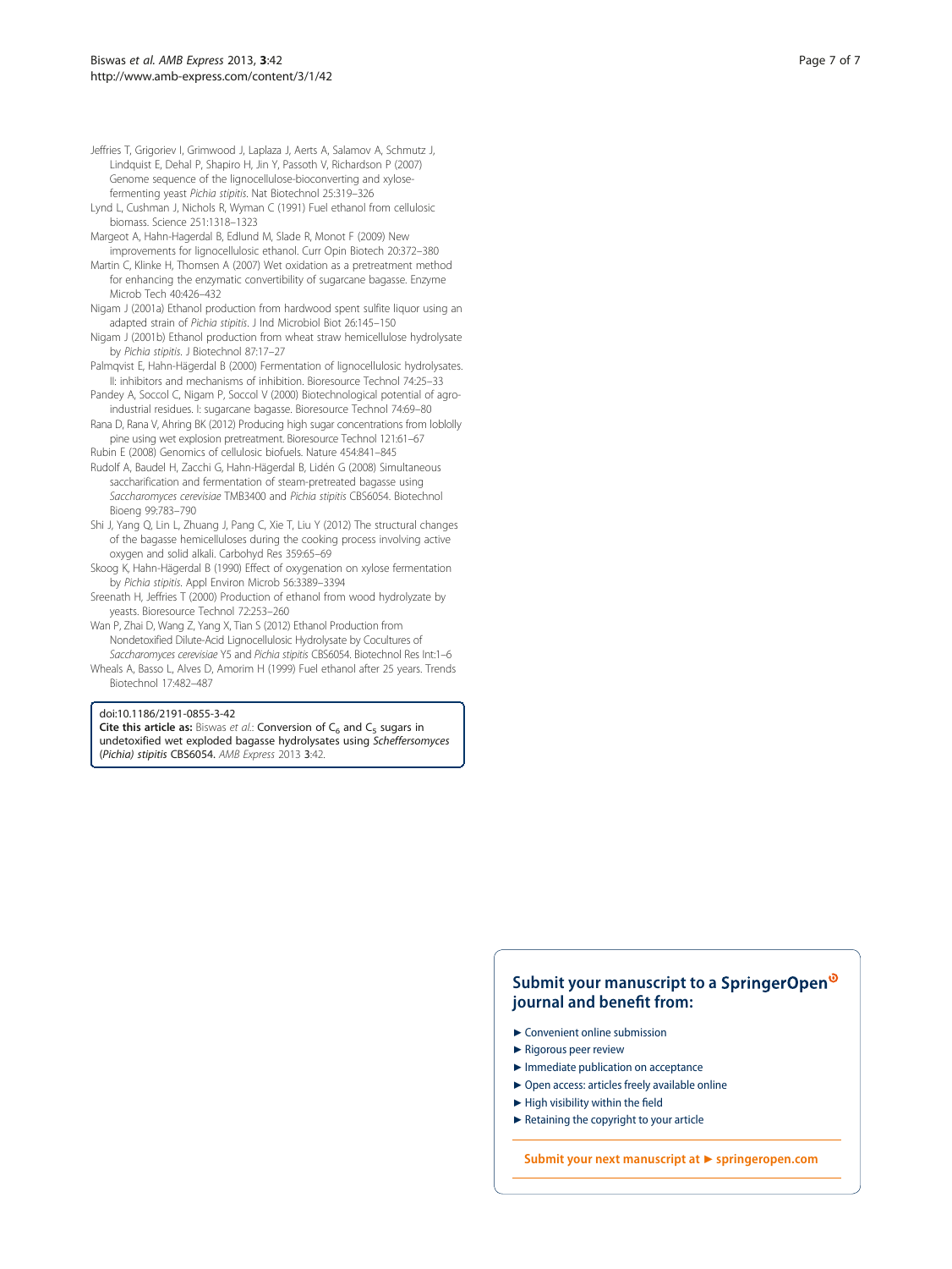Jeffries T, Grigoriev I, Grimwood J, Laplaza J, Aerts A, Salamov A, Schmutz J, Lindquist E, Dehal P, Shapiro H, Jin Y, Passoth V, Richardson P (2007) Genome sequence of the lignocellulose-bioconverting and xylose-fermenting yeast *Pichia stipitis*. Nat Biotechnol 25:319–326

Lynd L, Cushman J, Nichols R, Wyman C (1991) Fuel ethanol from cellulosic biomass. Science 251:1318–1323

Margeot A, Hahn-Hagerdal B, Edlund M, Slade R, Monot F (2009) New improvements for lignocellulosic ethanol. Curr Opin Biotech 20:372–380

Martin C, Klinke H, Thomsen A (2007) Wet oxidation as a pretreatment method for enhancing the enzymatic convertibility of sugarcane bagasse. Enzyme Microb Tech 40:426–432

Nigam J (2001a) Ethanol production from hardwood spent sulfite liquor using an adapted strain of *Pichia stipitis*. J Ind Microbiol Biot 26:145–150

Nigam J (2001b) Ethanol production from wheat straw hemicellulose hydrolysate by *Pichia stipitis*. J Biotechnol 87:17–27

Palmqvist E, Hahn-Hägerdal B (2000) Fermentation of lignocellulosic hydrolysates. II: inhibitors and mechanisms of inhibition. Bioresource Technol 74:25–33

Pandey A, Soccol C, Nigam P, Soccol V (2000) Biotechnological potential of agro-industrial residues. I: sugarcane bagasse. Bioresource Technol 74:69–80

Rana D, Rana V, Ahring BK (2012) Producing high sugar concentrations from loblolly pine using wet explosion pretreatment. Bioresource Technol 121:61–67

Rubin E (2008) Genomics of cellulosic biofuels. Nature 454:841–845

Rudolf A, Baudel H, Zacchi G, Hahn-Hägerdal B, Lidén G (2008) Simultaneous saccharification and fermentation of steam-pretreated bagasse using *Saccharomyces cerevisiae* TMB3400 and *Pichia stipitis* CBS6054. Biotechnol Bioeng 99:783–790

Shi J, Yang Q, Lin L, Zhuang J, Pang C, Xie T, Liu Y (2012) The structural changes of the bagasse hemicelluloses during the cooking process involving active oxygen and solid alkali. Carbohyd Res 359:65–69

Skoog K, Hahn-Hägerdal B (1990) Effect of oxygenation on xylose fermentation by *Pichia stipitis*. Appl Environ Microb 56:3389–3394

Sreenath H, Jeffries T (2000) Production of ethanol from wood hydrolyzate by yeasts. Bioresource Technol 72:253–260

Wan P, Zhai D, Wang Z, Yang X, Tian S (2012) Ethanol Production from Nondetoxified Dilute-Acid Lignocellulosic Hydrolysate by Cocultures of *Saccharomyces cerevisiae* Y5 and *Pichia stipitis* CBS6054. Biotechnol Res Int:1–6

Wheals A, Basso L, Alves D, Amorim H (1999) Fuel ethanol after 25 years. Trends Biotechnol 17:482–487

doi:10.1186/2191-0855-3-42

**Cite this article as:** Biswas *et al.*: Conversion of $C_6$ and $C_5$ sugars in undetoxified wet exploded bagasse hydrolysates using *Scheffersomyces* (*Pichia*) *stipitis* CBS6054. *AMB Express* 2013 **3**:42.

**Submit your manuscript to a SpringerOpen journal and benefit from:**

- ► Convenient online submission
- ► Rigorous peer review
- ► Immediate publication on acceptance
- ► Open access: articles freely available online
- ► High visibility within the field
- ► Retaining the copyright to your article

**Submit your next manuscript at ► springeropen.com**